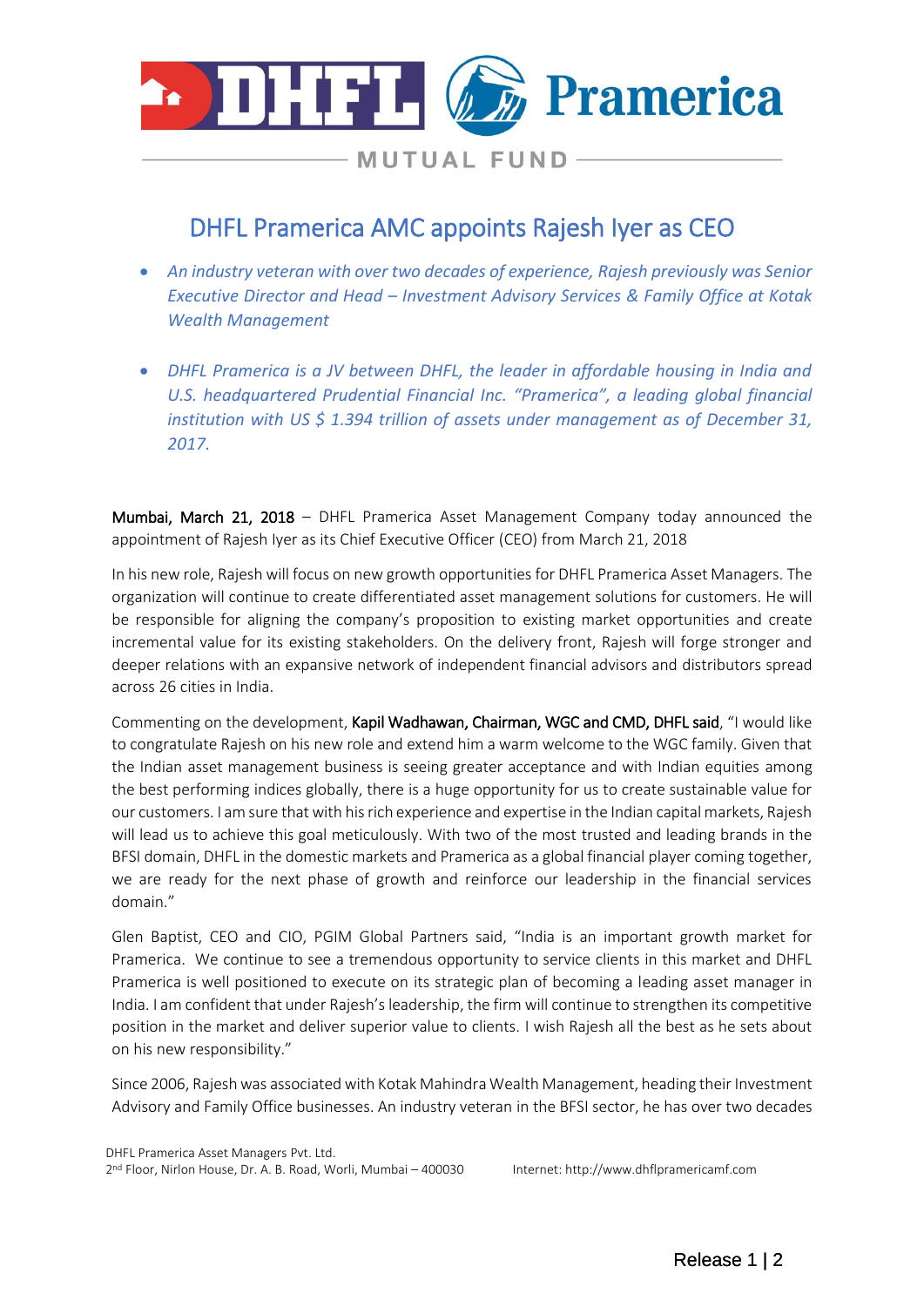# DHFL Pramerica AMC appoints Rajesh Iyer as CEO

- *An industry veteran with over two decades of experience, Rajesh previously was Senior Executive Director and Head – Investment Advisory Services & Family Office at Kotak Wealth Management*
- *DHFL Pramerica is a JV between DHFL, the leader in affordable housing in India and U.S. headquartered Prudential Financial Inc. "Pramerica", a leading global financial institution with US $ 1.394 trillion of assets under management as of December 31, 2017.*

**Mumbai, March 21, 2018** – DHFL Pramerica Asset Management Company today announced the appointment of Rajesh Iyer as its Chief Executive Officer (CEO) from March 21, 2018

In his new role, Rajesh will focus on new growth opportunities for DHFL Pramerica Asset Managers. The organization will continue to create differentiated asset management solutions for customers. He will be responsible for aligning the company's proposition to existing market opportunities and create incremental value for its existing stakeholders. On the delivery front, Rajesh will forge stronger and deeper relations with an expansive network of independent financial advisors and distributors spread across 26 cities in India.

Commenting on the development, **Kapil Wadhawan, Chairman, WGC and CMD, DHFL said**, "I would like to congratulate Rajesh on his new role and extend him a warm welcome to the WGC family. Given that the Indian asset management business is seeing greater acceptance and with Indian equities among the best performing indices globally, there is a huge opportunity for us to create sustainable value for our customers. I am sure that with his rich experience and expertise in the Indian capital markets, Rajesh will lead us to achieve this goal meticulously. With two of the most trusted and leading brands in the BFSI domain, DHFL in the domestic markets and Pramerica as a global financial player coming together, we are ready for the next phase of growth and reinforce our leadership in the financial services domain."

Glen Baptist, CEO and CIO, PGIM Global Partners said, "India is an important growth market for Pramerica. We continue to see a tremendous opportunity to service clients in this market and DHFL Pramerica is well positioned to execute on its strategic plan of becoming a leading asset manager in India. I am confident that under Rajesh's leadership, the firm will continue to strengthen its competitive position in the market and deliver superior value to clients. I wish Rajesh all the best as he sets about on his new responsibility."

Since 2006, Rajesh was associated with Kotak Mahindra Wealth Management, heading their Investment Advisory and Family Office businesses. An industry veteran in the BFSI sector, he has over two decades

DHFL Pramerica Asset Managers Pvt. Ltd.
2nd Floor, Nirlon House, Dr. A. B. Road, Worli, Mumbai – 400030 Internet: http://www.dhflpramericamf.com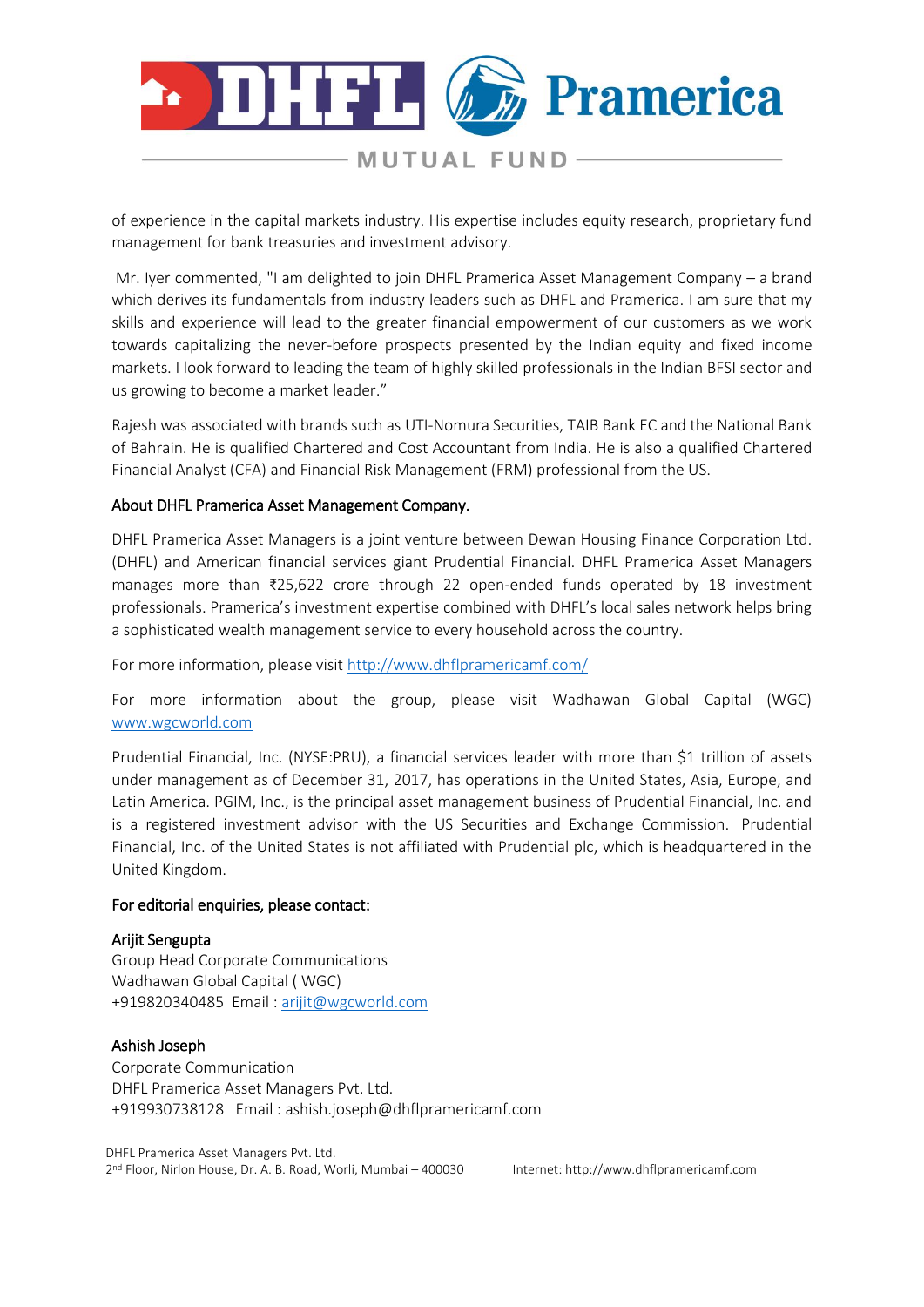of experience in the capital markets industry. His expertise includes equity research, proprietary fund management for bank treasuries and investment advisory.

Mr. Iyer commented, "I am delighted to join DHFL Pramerica Asset Management Company – a brand which derives its fundamentals from industry leaders such as DHFL and Pramerica. I am sure that my skills and experience will lead to the greater financial empowerment of our customers as we work towards capitalizing the never-before prospects presented by the Indian equity and fixed income markets. I look forward to leading the team of highly skilled professionals in the Indian BFSI sector and us growing to become a market leader."

Rajesh was associated with brands such as UTI-Nomura Securities, TAIB Bank EC and the National Bank of Bahrain. He is qualified Chartered and Cost Accountant from India. He is also a qualified Chartered Financial Analyst (CFA) and Financial Risk Management (FRM) professional from the US.

**About DHFL Pramerica Asset Management Company.**

DHFL Pramerica Asset Managers is a joint venture between Dewan Housing Finance Corporation Ltd. (DHFL) and American financial services giant Prudential Financial. DHFL Pramerica Asset Managers manages more than ₹25,622 crore through 22 open-ended funds operated by 18 investment professionals. Pramerica's investment expertise combined with DHFL's local sales network helps bring a sophisticated wealth management service to every household across the country.

For more information, please visit http://www.dhflpramericamf.com/

For more information about the group, please visit Wadhawan Global Capital (WGC) www.wgcworld.com

Prudential Financial, Inc. (NYSE:PRU), a financial services leader with more than $1 trillion of assets under management as of December 31, 2017, has operations in the United States, Asia, Europe, and Latin America. PGIM, Inc., is the principal asset management business of Prudential Financial, Inc. and is a registered investment advisor with the US Securities and Exchange Commission. Prudential Financial, Inc. of the United States is not affiliated with Prudential plc, which is headquartered in the United Kingdom.

**For editorial enquiries, please contact:**

**Arijit Sengupta**
Group Head Corporate Communications
Wadhawan Global Capital ( WGC)
+919820340485 Email : arijit@wgcworld.com

**Ashish Joseph**
Corporate Communication
DHFL Pramerica Asset Managers Pvt. Ltd.
+919930738128 Email : ashish.joseph@dhflpramericamf.com